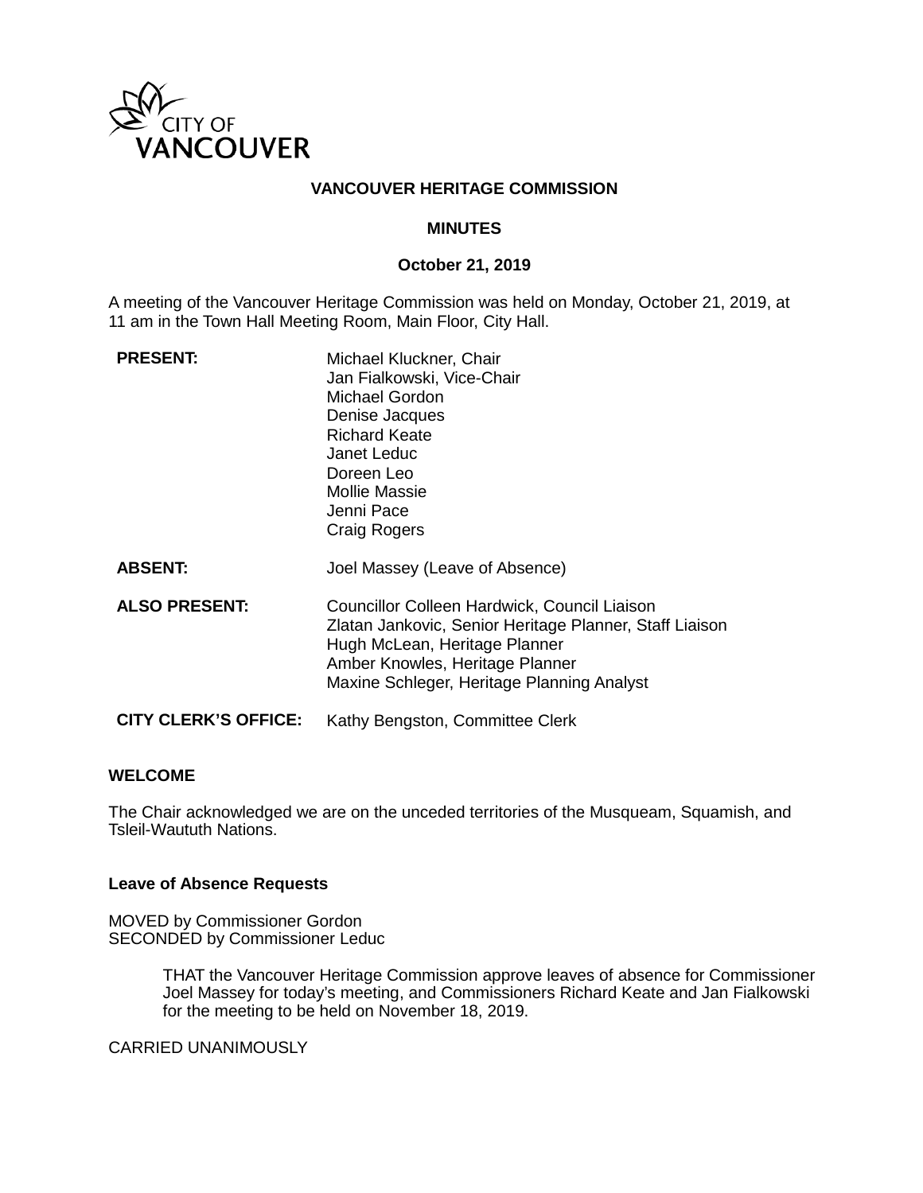CITY OF VANCOUVER

**VANCOUVER HERITAGE COMMISSION**

**MINUTES**

**October 21, 2019**

A meeting of the Vancouver Heritage Commission was held on Monday, October 21, 2019, at 11 am in the Town Hall Meeting Room, Main Floor, City Hall.

| | |
|---|---|
| **PRESENT:** | Michael Kluckner, Chair<br>Jan Fialkowski, Vice-Chair<br>Michael Gordon<br>Denise Jacques<br>Richard Keate<br>Janet Leduc<br>Doreen Leo<br>Mollie Massie<br>Jenni Pace<br>Craig Rogers |
| **ABSENT:** | Joel Massey (Leave of Absence) |
| **ALSO PRESENT:** | Councillor Colleen Hardwick, Council Liaison<br>Zlatan Jankovic, Senior Heritage Planner, Staff Liaison<br>Hugh McLean, Heritage Planner<br>Amber Knowles, Heritage Planner<br>Maxine Schleger, Heritage Planning Analyst |
| **CITY CLERK'S OFFICE:** | Kathy Bengston, Committee Clerk |

## WELCOME

The Chair acknowledged we are on the unceded territories of the Musqueam, Squamish, and Tsleil-Waututh Nations.

### Leave of Absence Requests

MOVED by Commissioner Gordon
SECONDED by Commissioner Leduc

> THAT the Vancouver Heritage Commission approve leaves of absence for Commissioner Joel Massey for today's meeting, and Commissioners Richard Keate and Jan Fialkowski for the meeting to be held on November 18, 2019.

CARRIED UNANIMOUSLY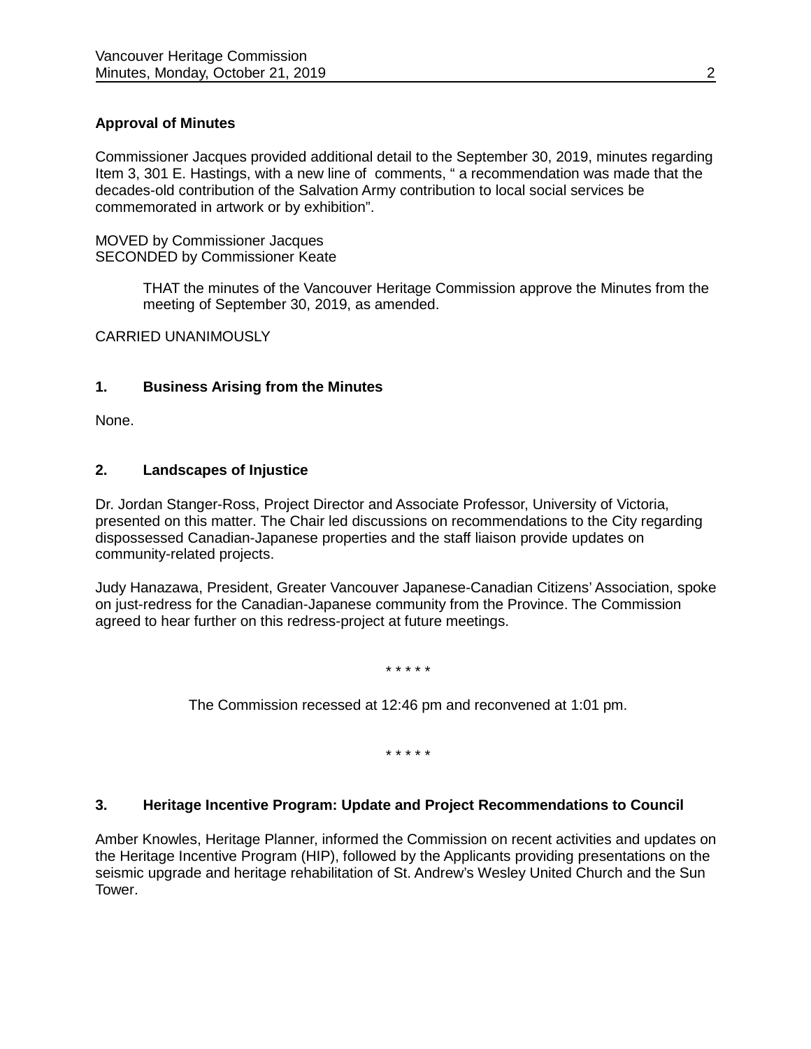**Approval of Minutes**

Commissioner Jacques provided additional detail to the September 30, 2019, minutes regarding Item 3, 301 E. Hastings, with a new line of comments, " a recommendation was made that the decades-old contribution of the Salvation Army contribution to local social services be commemorated in artwork or by exhibition".

MOVED by Commissioner Jacques
SECONDED by Commissioner Keate

> THAT the minutes of the Vancouver Heritage Commission approve the Minutes from the meeting of September 30, 2019, as amended.

CARRIED UNANIMOUSLY

**1. Business Arising from the Minutes**

None.

**2. Landscapes of Injustice**

Dr. Jordan Stanger-Ross, Project Director and Associate Professor, University of Victoria, presented on this matter. The Chair led discussions on recommendations to the City regarding dispossessed Canadian-Japanese properties and the staff liaison provide updates on community-related projects.

Judy Hanazawa, President, Greater Vancouver Japanese-Canadian Citizens' Association, spoke on just-redress for the Canadian-Japanese community from the Province. The Commission agreed to hear further on this redress-project at future meetings.

\* \* \* \* \*

The Commission recessed at 12:46 pm and reconvened at 1:01 pm.

\* \* \* \* \*

**3. Heritage Incentive Program: Update and Project Recommendations to Council**

Amber Knowles, Heritage Planner, informed the Commission on recent activities and updates on the Heritage Incentive Program (HIP), followed by the Applicants providing presentations on the seismic upgrade and heritage rehabilitation of St. Andrew's Wesley United Church and the Sun Tower.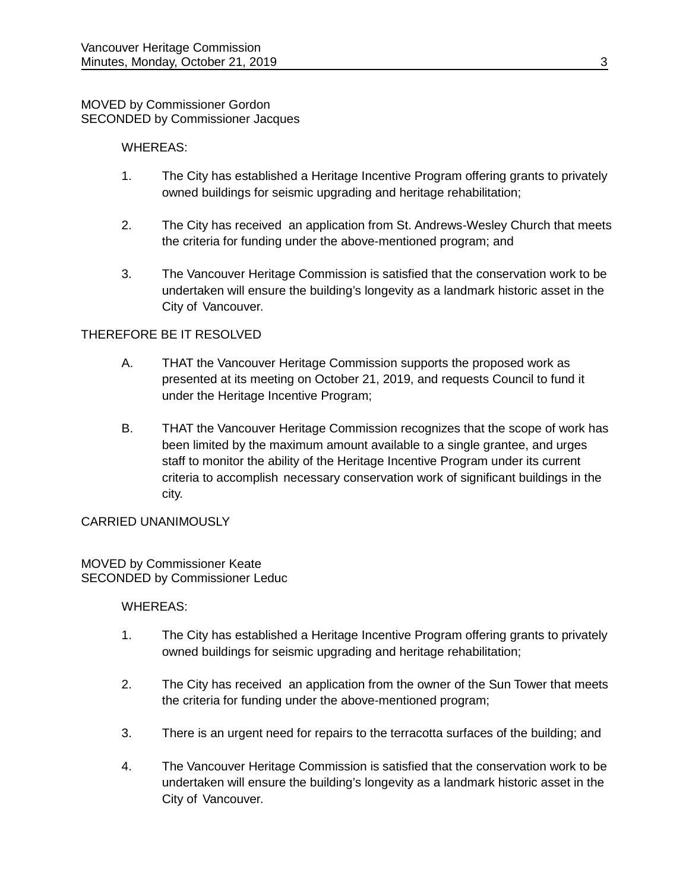MOVED by Commissioner Gordon
SECONDED by Commissioner Jacques

WHEREAS:

1. The City has established a Heritage Incentive Program offering grants to privately owned buildings for seismic upgrading and heritage rehabilitation;

2. The City has received an application from St. Andrews-Wesley Church that meets the criteria for funding under the above-mentioned program; and

3. The Vancouver Heritage Commission is satisfied that the conservation work to be undertaken will ensure the building's longevity as a landmark historic asset in the City of Vancouver.

THEREFORE BE IT RESOLVED

A. THAT the Vancouver Heritage Commission supports the proposed work as presented at its meeting on October 21, 2019, and requests Council to fund it under the Heritage Incentive Program;

B. THAT the Vancouver Heritage Commission recognizes that the scope of work has been limited by the maximum amount available to a single grantee, and urges staff to monitor the ability of the Heritage Incentive Program under its current criteria to accomplish necessary conservation work of significant buildings in the city.

CARRIED UNANIMOUSLY

MOVED by Commissioner Keate
SECONDED by Commissioner Leduc

WHEREAS:

1. The City has established a Heritage Incentive Program offering grants to privately owned buildings for seismic upgrading and heritage rehabilitation;

2. The City has received an application from the owner of the Sun Tower that meets the criteria for funding under the above-mentioned program;

3. There is an urgent need for repairs to the terracotta surfaces of the building; and

4. The Vancouver Heritage Commission is satisfied that the conservation work to be undertaken will ensure the building's longevity as a landmark historic asset in the City of Vancouver.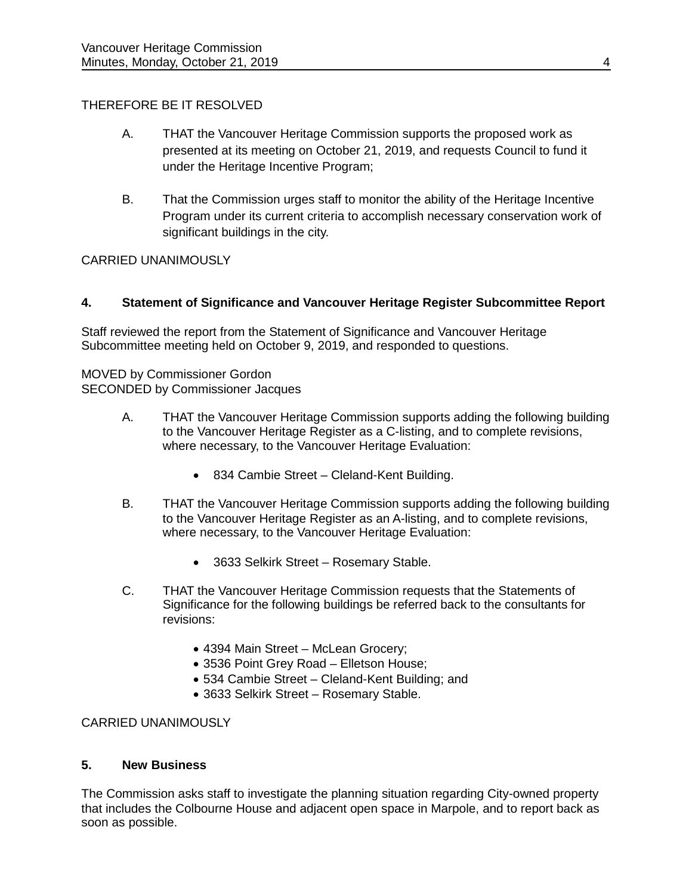THEREFORE BE IT RESOLVED

A. THAT the Vancouver Heritage Commission supports the proposed work as presented at its meeting on October 21, 2019, and requests Council to fund it under the Heritage Incentive Program;

B. That the Commission urges staff to monitor the ability of the Heritage Incentive Program under its current criteria to accomplish necessary conservation work of significant buildings in the city.

CARRIED UNANIMOUSLY

## 4. Statement of Significance and Vancouver Heritage Register Subcommittee Report

Staff reviewed the report from the Statement of Significance and Vancouver Heritage Subcommittee meeting held on October 9, 2019, and responded to questions.

MOVED by Commissioner Gordon
SECONDED by Commissioner Jacques

A. THAT the Vancouver Heritage Commission supports adding the following building to the Vancouver Heritage Register as a C-listing, and to complete revisions, where necessary, to the Vancouver Heritage Evaluation:

- 834 Cambie Street – Cleland-Kent Building.

B. THAT the Vancouver Heritage Commission supports adding the following building to the Vancouver Heritage Register as an A-listing, and to complete revisions, where necessary, to the Vancouver Heritage Evaluation:

- 3633 Selkirk Street – Rosemary Stable.

C. THAT the Vancouver Heritage Commission requests that the Statements of Significance for the following buildings be referred back to the consultants for revisions:

- 4394 Main Street – McLean Grocery;
- 3536 Point Grey Road – Elletson House;
- 534 Cambie Street – Cleland-Kent Building; and
- 3633 Selkirk Street – Rosemary Stable.

CARRIED UNANIMOUSLY

## 5. New Business

The Commission asks staff to investigate the planning situation regarding City-owned property that includes the Colbourne House and adjacent open space in Marpole, and to report back as soon as possible.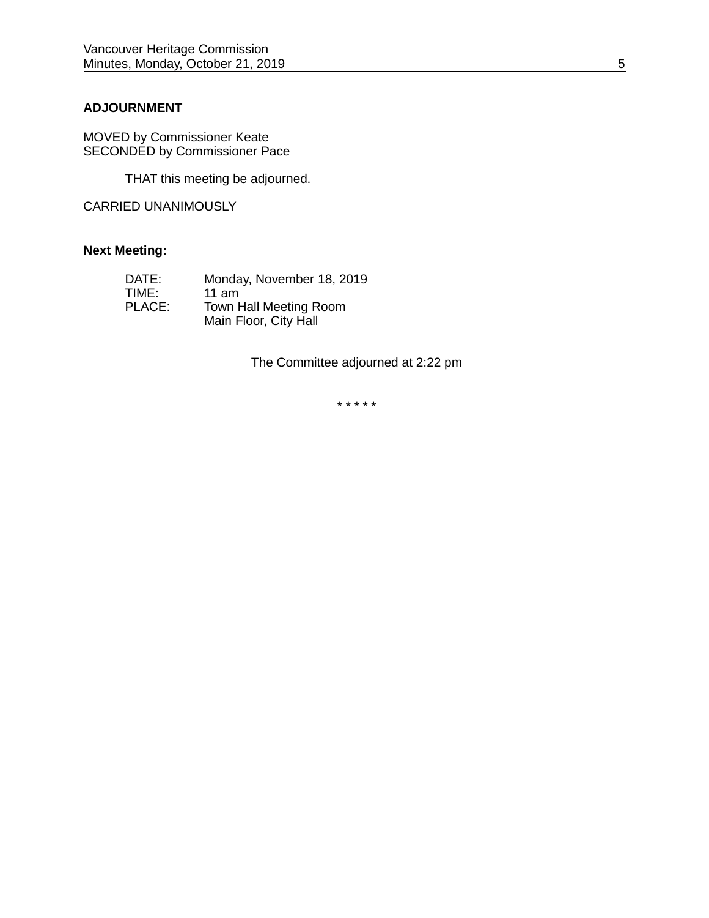**ADJOURNMENT**

MOVED by Commissioner Keate
SECONDED by Commissioner Pace

THAT this meeting be adjourned.

CARRIED UNANIMOUSLY

**Next Meeting:**

| | |
|---|---|
| DATE: | Monday, November 18, 2019 |
| TIME: | 11 am |
| PLACE: | Town Hall Meeting Room<br>Main Floor, City Hall |

The Committee adjourned at 2:22 pm

\* \* \* \* \*